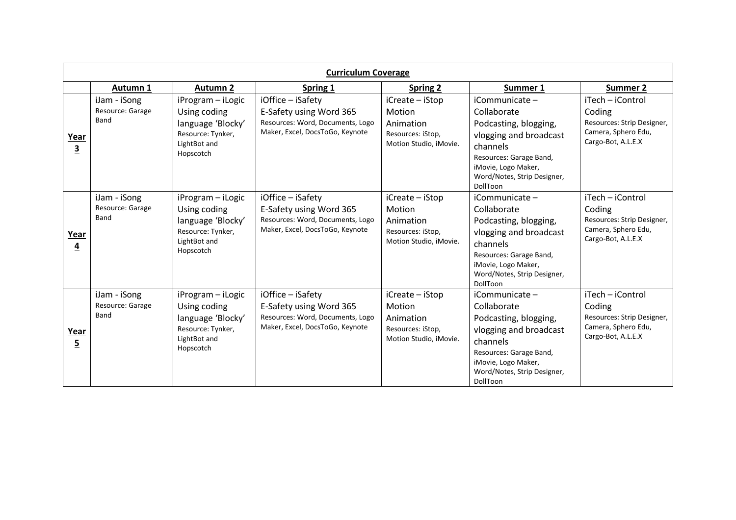| Curriculum Coverage | | | | | | |
|---|---|---|---|---|---|---|
| | **Autumn 1** | **Autumn 2** | **Spring 1** | **Spring 2** | **Summer 1** | **Summer 2** |
| **Year 3** | iJam - iSong Resource: Garage Band | iProgram – iLogic Using coding language 'Blocky' Resource: Tynker, LightBot and Hopscotch | iOffice – iSafety E-Safety using Word 365 Resources: Word, Documents, Logo Maker, Excel, DocsToGo, Keynote | iCreate – iStop Motion Animation Resources: iStop, Motion Studio, iMovie. | iCommunicate – Collaborate Podcasting, blogging, vlogging and broadcast channels Resources: Garage Band, iMovie, Logo Maker, Word/Notes, Strip Designer, DollToon | iTech – iControl Coding Resources: Strip Designer, Camera, Sphero Edu, Cargo-Bot, A.L.E.X |
| **Year 4** | iJam - iSong Resource: Garage Band | iProgram – iLogic Using coding language 'Blocky' Resource: Tynker, LightBot and Hopscotch | iOffice – iSafety E-Safety using Word 365 Resources: Word, Documents, Logo Maker, Excel, DocsToGo, Keynote | iCreate – iStop Motion Animation Resources: iStop, Motion Studio, iMovie. | iCommunicate – Collaborate Podcasting, blogging, vlogging and broadcast channels Resources: Garage Band, iMovie, Logo Maker, Word/Notes, Strip Designer, DollToon | iTech – iControl Coding Resources: Strip Designer, Camera, Sphero Edu, Cargo-Bot, A.L.E.X |
| **Year 5** | iJam - iSong Resource: Garage Band | iProgram – iLogic Using coding language 'Blocky' Resource: Tynker, LightBot and Hopscotch | iOffice – iSafety E-Safety using Word 365 Resources: Word, Documents, Logo Maker, Excel, DocsToGo, Keynote | iCreate – iStop Motion Animation Resources: iStop, Motion Studio, iMovie. | iCommunicate – Collaborate Podcasting, blogging, vlogging and broadcast channels Resources: Garage Band, iMovie, Logo Maker, Word/Notes, Strip Designer, DollToon | iTech – iControl Coding Resources: Strip Designer, Camera, Sphero Edu, Cargo-Bot, A.L.E.X |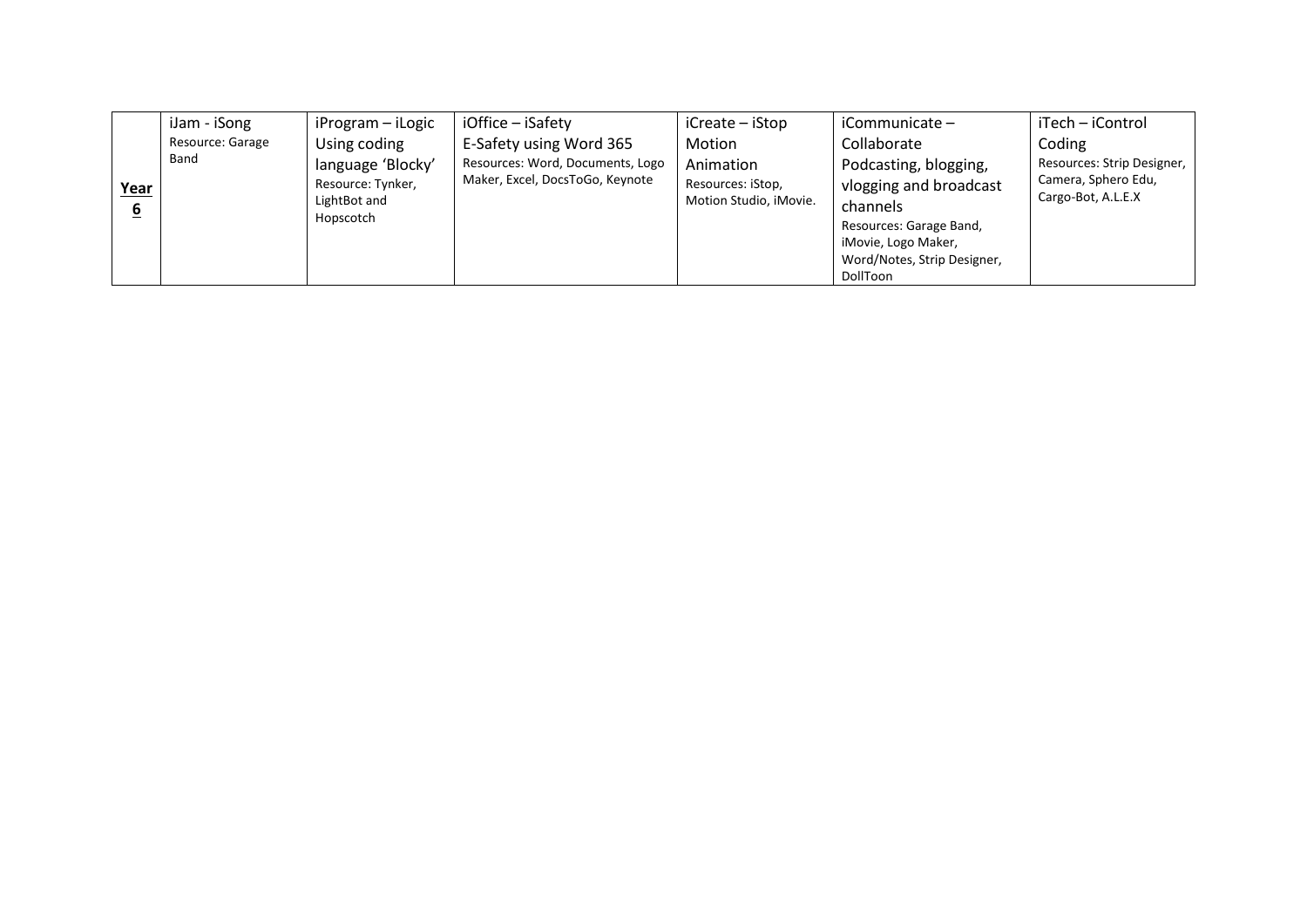| | | | | | | |
|---|---|---|---|---|---|---|
| **Year 6** | iJam - iSong<br>Resource: Garage Band | iProgram – iLogic<br>Using coding language 'Blocky'<br>Resource: Tynker, LightBot and Hopscotch | iOffice – iSafety<br>E-Safety using Word 365<br>Resources: Word, Documents, Logo Maker, Excel, DocsToGo, Keynote | iCreate – iStop Motion Animation<br>Resources: iStop, Motion Studio, iMovie. | iCommunicate – Collaborate<br>Podcasting, blogging, vlogging and broadcast channels<br>Resources: Garage Band, iMovie, Logo Maker, Word/Notes, Strip Designer, DollToon | iTech – iControl Coding<br>Resources: Strip Designer, Camera, Sphero Edu, Cargo-Bot, A.L.E.X |